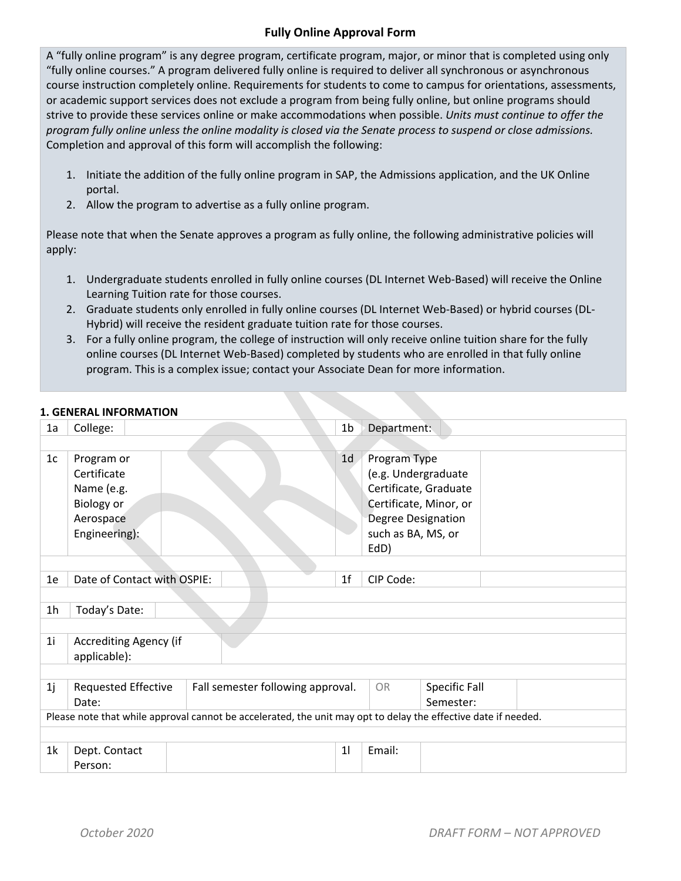# Fully Online Approval Form

A "fully online program" is any degree program, certificate program, major, or minor that is completed using only "fully online courses." A program delivered fully online is required to deliver all synchronous or asynchronous course instruction completely online. Requirements for students to come to campus for orientations, assessments, or academic support services does not exclude a program from being fully online, but online programs should strive to provide these services online or make accommodations when possible. *Units must continue to offer the program fully online unless the online modality is closed via the Senate process to suspend or close admissions.* Completion and approval of this form will accomplish the following:

1. Initiate the addition of the fully online program in SAP, the Admissions application, and the UK Online portal.
2. Allow the program to advertise as a fully online program.

Please note that when the Senate approves a program as fully online, the following administrative policies will apply:

1. Undergraduate students enrolled in fully online courses (DL Internet Web-Based) will receive the Online Learning Tuition rate for those courses.
2. Graduate students only enrolled in fully online courses (DL Internet Web-Based) or hybrid courses (DL-Hybrid) will receive the resident graduate tuition rate for those courses.
3. For a fully online program, the college of instruction will only receive online tuition share for the fully online courses (DL Internet Web-Based) completed by students who are enrolled in that fully online program. This is a complex issue; contact your Associate Dean for more information.

**1. GENERAL INFORMATION**

| | | | | | | | |
|---|---|---|---|---|---|---|---|
| 1a | College: | | 1b | Department: | | | |
| 1c | Program or Certificate Name (e.g. Biology or Aerospace Engineering): | | 1d | Program Type (e.g. Undergraduate Certificate, Graduate Certificate, Minor, or Degree Designation such as BA, MS, or EdD) | | | |
| 1e | Date of Contact with OSPIE: | | 1f | CIP Code: | | | |
| 1h | Today's Date: | | | | | | |
| 1i | Accrediting Agency (if applicable): | | | | | | |
| 1j | Requested Effective Date: | Fall semester following approval. | OR | Specific Fall Semester: | | | |
| Please note that while approval cannot be accelerated, the unit may opt to delay the effective date if needed. | | | | | | | |
| 1k | Dept. Contact Person: | | 1l | Email: | | | |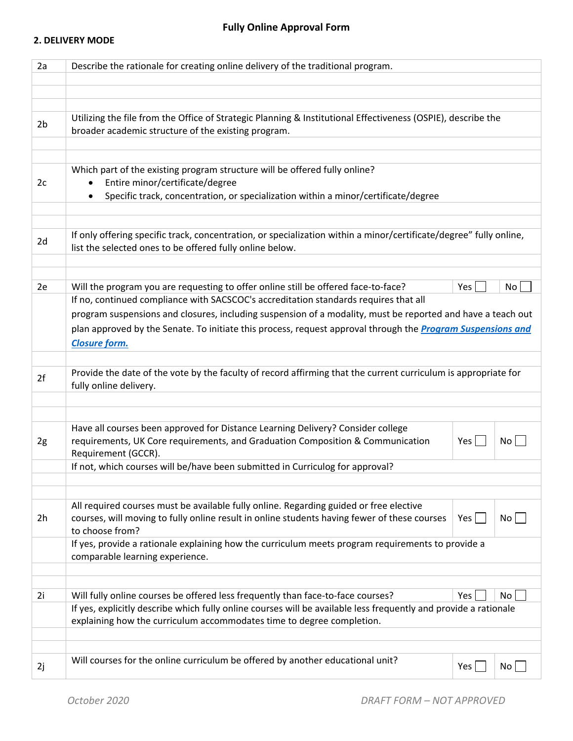# Fully Online Approval Form

## 2. DELIVERY MODE

| | | | |
|---|---|---|---|
| 2a | Describe the rationale for creating online delivery of the traditional program. | | |
| | | | |
| | | | |
| 2b | Utilizing the file from the Office of Strategic Planning & Institutional Effectiveness (OSPIE), describe the broader academic structure of the existing program. | | |
| | | | |
| 2c | Which part of the existing program structure will be offered fully online?<br>• Entire minor/certificate/degree<br>• Specific track, concentration, or specialization within a minor/certificate/degree | | |
| | | | |
| 2d | If only offering specific track, concentration, or specialization within a minor/certificate/degree" fully online, list the selected ones to be offered fully online below. | | |
| | | | |
| 2e | Will the program you are requesting to offer online still be offered face-to-face? | Yes ☐ | No ☐ |
| | If no, continued compliance with SACSCOC's accreditation standards requires that all program suspensions and closures, including suspension of a modality, must be reported and have a teach out plan approved by the Senate. To initiate this process, request approval through the ***Program Suspensions and Closure form.*** | | |
| | | | |
| 2f | Provide the date of the vote by the faculty of record affirming that the current curriculum is appropriate for fully online delivery. | | |
| | | | |
| | | | |
| 2g | Have all courses been approved for Distance Learning Delivery? Consider college requirements, UK Core requirements, and Graduation Composition & Communication Requirement (GCCR). | Yes ☐ | No ☐ |
| | If not, which courses will be/have been submitted in Curriculog for approval? | | |
| | | | |
| | | | |
| 2h | All required courses must be available fully online. Regarding guided or free elective courses, will moving to fully online result in online students having fewer of these courses to choose from? | Yes ☐ | No ☐ |
| | If yes, provide a rationale explaining how the curriculum meets program requirements to provide a comparable learning experience. | | |
| | | | |
| | | | |
| 2i | Will fully online courses be offered less frequently than face-to-face courses? | Yes ☐ | No ☐ |
| | If yes, explicitly describe which fully online courses will be available less frequently and provide a rationale explaining how the curriculum accommodates time to degree completion. | | |
| | | | |
| | | | |
| 2j | Will courses for the online curriculum be offered by another educational unit? | Yes ☐ | No ☐ |

*October 2020* *DRAFT FORM – NOT APPROVED*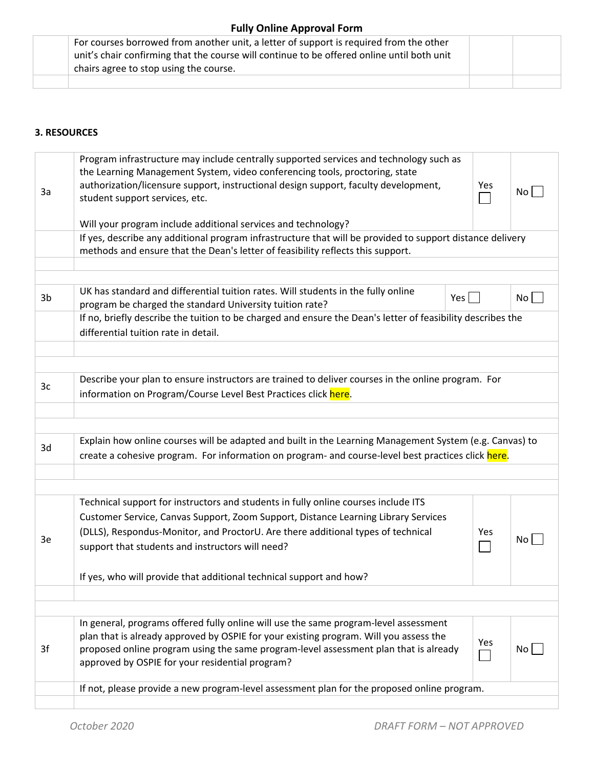| | For courses borrowed from another unit, a letter of support is required from the other unit's chair confirming that the course will continue to be offered online until both unit chairs agree to stop using the course. | | |
|---|---|---|---|
| | | | |

**3. RESOURCES**

| | | | |
|---|---|---|---|
| 3a | Program infrastructure may include centrally supported services and technology such as the Learning Management System, video conferencing tools, proctoring, state authorization/licensure support, instructional design support, faculty development, student support services, etc.<br><br>Will your program include additional services and technology? | Yes ☐ | No ☐ |
| | If yes, describe any additional program infrastructure that will be provided to support distance delivery methods and ensure that the Dean's letter of feasibility reflects this support. | | |
| | | | |
| | | | |
| 3b | UK has standard and differential tuition rates. Will students in the fully online program be charged the standard University tuition rate? | Yes ☐ | No ☐ |
| | If no, briefly describe the tuition to be charged and ensure the Dean's letter of feasibility describes the differential tuition rate in detail. | | |
| | | | |
| | | | |
| 3c | Describe your plan to ensure instructors are trained to deliver courses in the online program. For information on Program/Course Level Best Practices click here. | | |
| | | | |
| | | | |
| 3d | Explain how online courses will be adapted and built in the Learning Management System (e.g. Canvas) to create a cohesive program. For information on program- and course-level best practices click here. | | |
| | | | |
| | | | |
| 3e | Technical support for instructors and students in fully online courses include ITS Customer Service, Canvas Support, Zoom Support, Distance Learning Library Services (DLLS), Respondus-Monitor, and ProctorU. Are there additional types of technical support that students and instructors will need?<br><br>If yes, who will provide that additional technical support and how? | Yes ☐ | No ☐ |
| | | | |
| | | | |
| 3f | In general, programs offered fully online will use the same program-level assessment plan that is already approved by OSPIE for your existing program. Will you assess the proposed online program using the same program-level assessment plan that is already approved by OSPIE for your residential program? | Yes ☐ | No ☐ |
| | If not, please provide a new program-level assessment plan for the proposed online program. | | |
| | | | |

*October 2020* *DRAFT FORM – NOT APPROVED*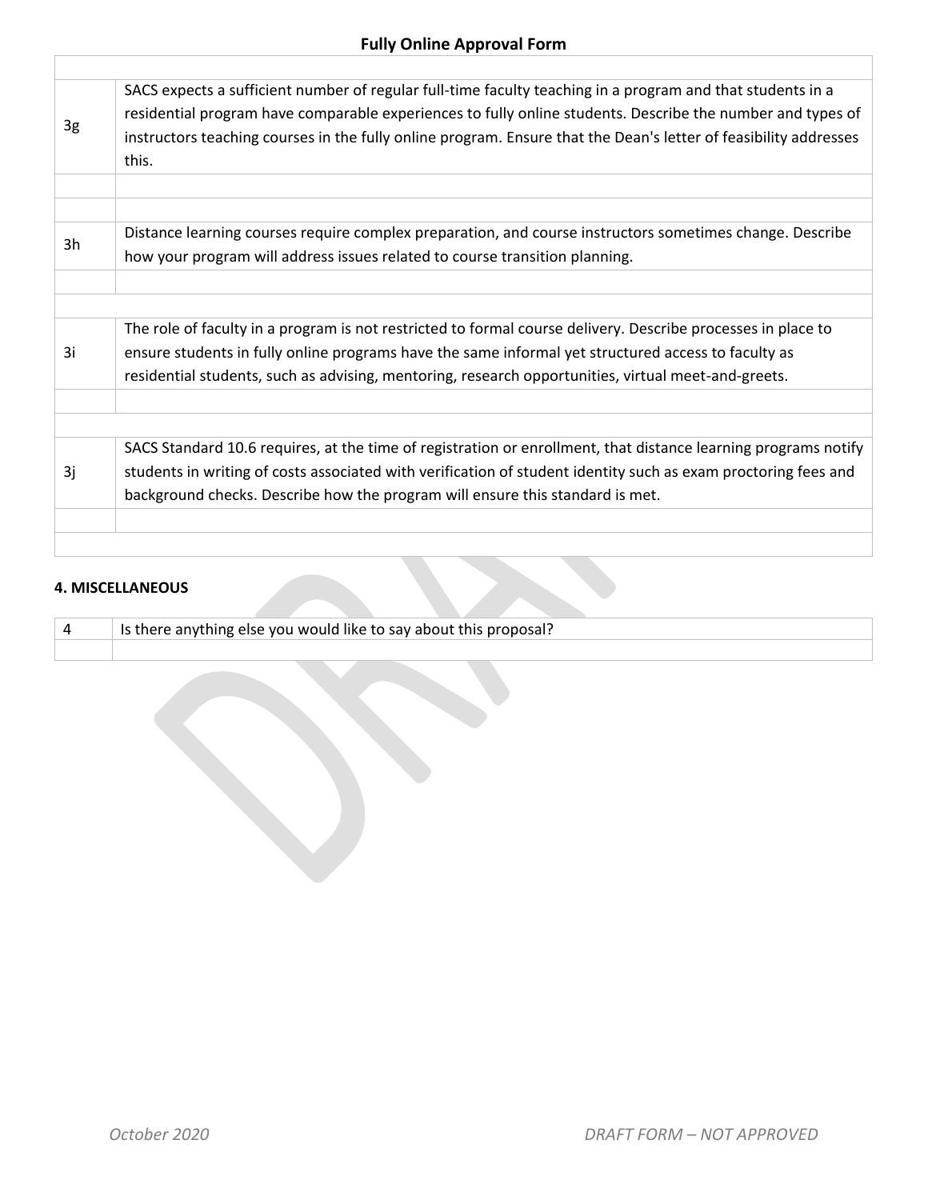| | |
|---|---|
| 3g | SACS expects a sufficient number of regular full-time faculty teaching in a program and that students in a residential program have comparable experiences to fully online students. Describe the number and types of instructors teaching courses in the fully online program. Ensure that the Dean's letter of feasibility addresses this. |
| | |
| | |
| 3h | Distance learning courses require complex preparation, and course instructors sometimes change. Describe how your program will address issues related to course transition planning. |
| | |
| | |
| 3i | The role of faculty in a program is not restricted to formal course delivery. Describe processes in place to ensure students in fully online programs have the same informal yet structured access to faculty as residential students, such as advising, mentoring, research opportunities, virtual meet-and-greets. |
| | |
| | |
| 3j | SACS Standard 10.6 requires, at the time of registration or enrollment, that distance learning programs notify students in writing of costs associated with verification of student identity such as exam proctoring fees and background checks. Describe how the program will ensure this standard is met. |
| | |
| | |

**4. MISCELLANEOUS**

| | |
|---|---|
| 4 | Is there anything else you would like to say about this proposal? |
| | |